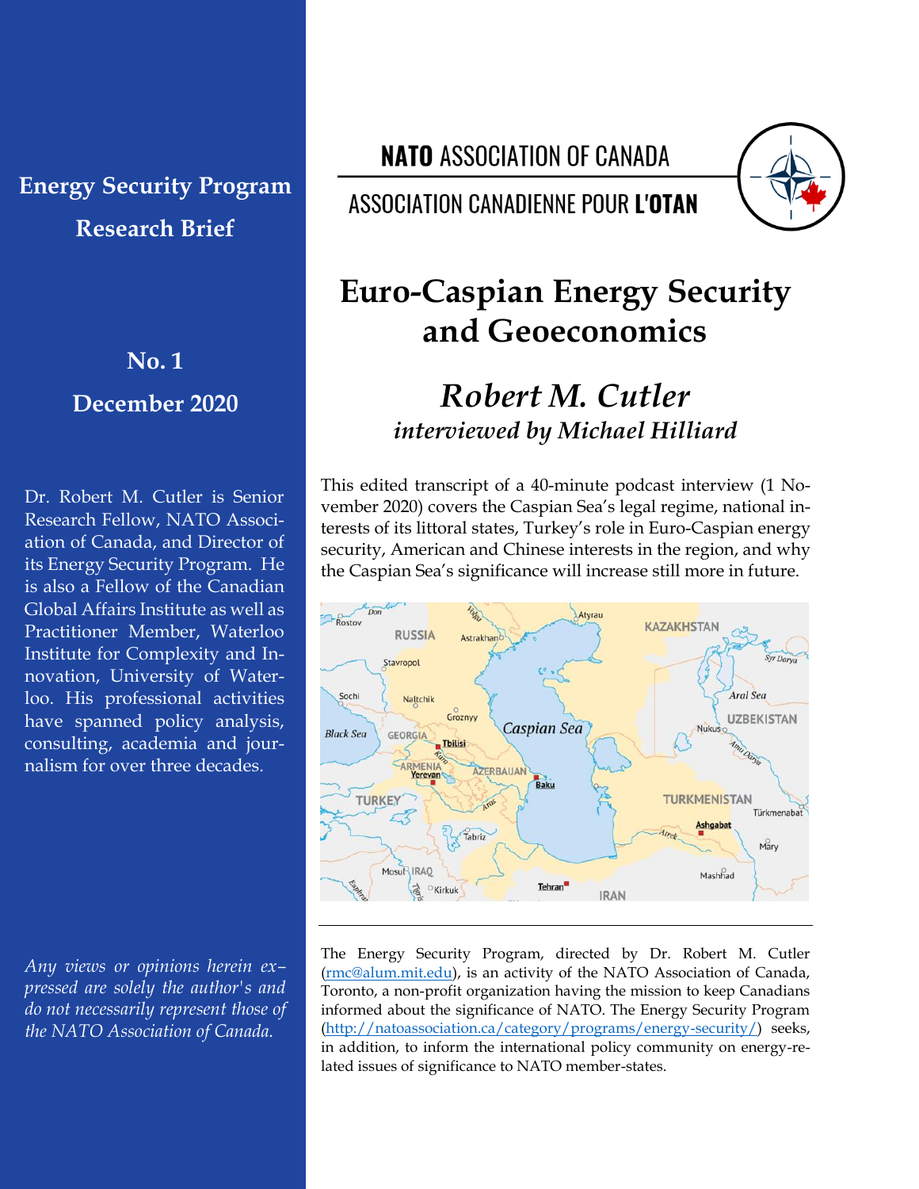**Energy Security Program**

**Research Brief**

**No. 1**

**December 2020**

Dr. Robert M. Cutler is Senior Research Fellow, NATO Association of Canada, and Director of its Energy Security Program. He is also a Fellow of the Canadian Global Affairs Institute as well as Practitioner Member, Waterloo Institute for Complexity and Innovation, University of Waterloo. His professional activities have spanned policy analysis, consulting, academia and journalism for over three decades.

*Any views or opinions herein expressed are solely the author's and do not necessarily represent those of the NATO Association of Canada.*

**NATO** ASSOCIATION OF CANADA

ASSOCIATION CANADIENNE POUR **L'OTAN**

# Euro-Caspian Energy Security and Geoeconomics

## *Robert M. Cutler*

***interviewed by Michael Hilliard***

This edited transcript of a 40-minute podcast interview (1 November 2020) covers the Caspian Sea's legal regime, national interests of its littoral states, Turkey's role in Euro-Caspian energy security, American and Chinese interests in the region, and why the Caspian Sea's significance will increase still more in future.

---

The Energy Security Program, directed by Dr. Robert M. Cutler (rmc@alum.mit.edu), is an activity of the NATO Association of Canada, Toronto, a non-profit organization having the mission to keep Canadians informed about the significance of NATO. The Energy Security Program (http://natoassociation.ca/category/programs/energy-security/) seeks, in addition, to inform the international policy community on energy-related issues of significance to NATO member-states.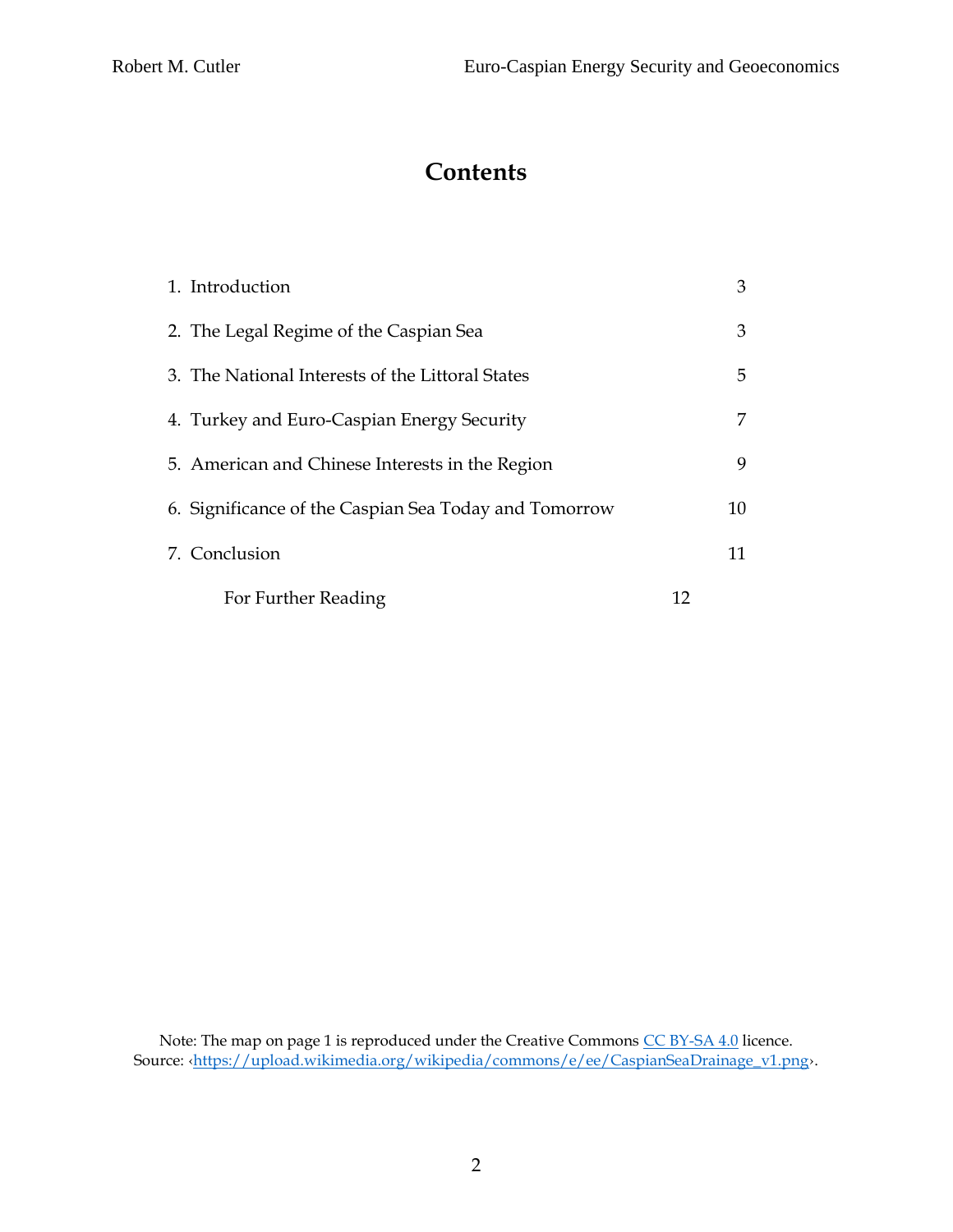# Contents

| | |
|---|---|
| 1. Introduction | 3 |
| 2. The Legal Regime of the Caspian Sea | 3 |
| 3. The National Interests of the Littoral States | 5 |
| 4. Turkey and Euro-Caspian Energy Security | 7 |
| 5. American and Chinese Interests in the Region | 9 |
| 6. Significance of the Caspian Sea Today and Tomorrow | 10 |
| 7. Conclusion | 11 |
| For Further Reading | 12 |

Note: The map on page 1 is reproduced under the Creative Commons CC BY-SA 4.0 licence.
Source: ‹https://upload.wikimedia.org/wikipedia/commons/e/ee/CaspianSeaDrainage_v1.png›.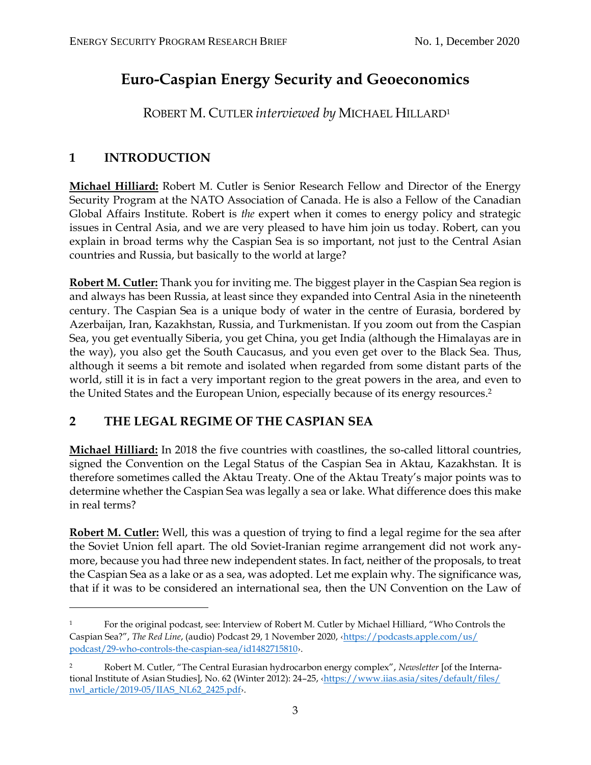# Euro-Caspian Energy Security and Geoeconomics

ROBERT M. CUTLER *interviewed by* MICHAEL HILLARD[1]

## 1 INTRODUCTION

**Michael Hilliard:** Robert M. Cutler is Senior Research Fellow and Director of the Energy Security Program at the NATO Association of Canada. He is also a Fellow of the Canadian Global Affairs Institute. Robert is *the* expert when it comes to energy policy and strategic issues in Central Asia, and we are very pleased to have him join us today. Robert, can you explain in broad terms why the Caspian Sea is so important, not just to the Central Asian countries and Russia, but basically to the world at large?

**Robert M. Cutler:** Thank you for inviting me. The biggest player in the Caspian Sea region is and always has been Russia, at least since they expanded into Central Asia in the nineteenth century. The Caspian Sea is a unique body of water in the centre of Eurasia, bordered by Azerbaijan, Iran, Kazakhstan, Russia, and Turkmenistan. If you zoom out from the Caspian Sea, you get eventually Siberia, you get China, you get India (although the Himalayas are in the way), you also get the South Caucasus, and you even get over to the Black Sea. Thus, although it seems a bit remote and isolated when regarded from some distant parts of the world, still it is in fact a very important region to the great powers in the area, and even to the United States and the European Union, especially because of its energy resources.[2]

## 2 THE LEGAL REGIME OF THE CASPIAN SEA

**Michael Hilliard:** In 2018 the five countries with coastlines, the so-called littoral countries, signed the Convention on the Legal Status of the Caspian Sea in Aktau, Kazakhstan. It is therefore sometimes called the Aktau Treaty. One of the Aktau Treaty's major points was to determine whether the Caspian Sea was legally a sea or lake. What difference does this make in real terms?

**Robert M. Cutler:** Well, this was a question of trying to find a legal regime for the sea after the Soviet Union fell apart. The old Soviet-Iranian regime arrangement did not work anymore, because you had three new independent states. In fact, neither of the proposals, to treat the Caspian Sea as a lake or as a sea, was adopted. Let me explain why. The significance was, that if it was to be considered an international sea, then the UN Convention on the Law of

---

[1] For the original podcast, see: Interview of Robert M. Cutler by Michael Hilliard, "Who Controls the Caspian Sea?", *The Red Line*, (audio) Podcast 29, 1 November 2020, ‹https://podcasts.apple.com/us/podcast/29-who-controls-the-caspian-sea/id1482715810›.

[2] Robert M. Cutler, "The Central Eurasian hydrocarbon energy complex", *Newsletter* [of the International Institute of Asian Studies], No. 62 (Winter 2012): 24–25, ‹https://www.iias.asia/sites/default/files/nwl_article/2019-05/IIAS_NL62_2425.pdf›.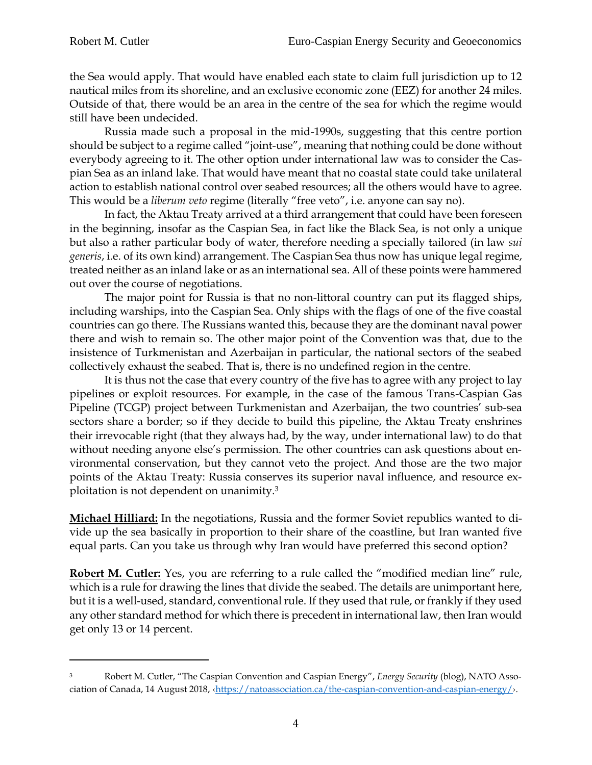the Sea would apply. That would have enabled each state to claim full jurisdiction up to 12 nautical miles from its shoreline, and an exclusive economic zone (EEZ) for another 24 miles. Outside of that, there would be an area in the centre of the sea for which the regime would still have been undecided.

Russia made such a proposal in the mid-1990s, suggesting that this centre portion should be subject to a regime called "joint-use", meaning that nothing could be done without everybody agreeing to it. The other option under international law was to consider the Caspian Sea as an inland lake. That would have meant that no coastal state could take unilateral action to establish national control over seabed resources; all the others would have to agree. This would be a *liberum veto* regime (literally "free veto", i.e. anyone can say no).

In fact, the Aktau Treaty arrived at a third arrangement that could have been foreseen in the beginning, insofar as the Caspian Sea, in fact like the Black Sea, is not only a unique but also a rather particular body of water, therefore needing a specially tailored (in law *sui generis*, i.e. of its own kind) arrangement. The Caspian Sea thus now has unique legal regime, treated neither as an inland lake or as an international sea. All of these points were hammered out over the course of negotiations.

The major point for Russia is that no non-littoral country can put its flagged ships, including warships, into the Caspian Sea. Only ships with the flags of one of the five coastal countries can go there. The Russians wanted this, because they are the dominant naval power there and wish to remain so. The other major point of the Convention was that, due to the insistence of Turkmenistan and Azerbaijan in particular, the national sectors of the seabed collectively exhaust the seabed. That is, there is no undefined region in the centre.

It is thus not the case that every country of the five has to agree with any project to lay pipelines or exploit resources. For example, in the case of the famous Trans-Caspian Gas Pipeline (TCGP) project between Turkmenistan and Azerbaijan, the two countries' sub-sea sectors share a border; so if they decide to build this pipeline, the Aktau Treaty enshrines their irrevocable right (that they always had, by the way, under international law) to do that without needing anyone else's permission. The other countries can ask questions about environmental conservation, but they cannot veto the project. And those are the two major points of the Aktau Treaty: Russia conserves its superior naval influence, and resource exploitation is not dependent on unanimity.[3]

**Michael Hilliard:** In the negotiations, Russia and the former Soviet republics wanted to divide up the sea basically in proportion to their share of the coastline, but Iran wanted five equal parts. Can you take us through why Iran would have preferred this second option?

**Robert M. Cutler:** Yes, you are referring to a rule called the "modified median line" rule, which is a rule for drawing the lines that divide the seabed. The details are unimportant here, but it is a well-used, standard, conventional rule. If they used that rule, or frankly if they used any other standard method for which there is precedent in international law, then Iran would get only 13 or 14 percent.

---

[3] Robert M. Cutler, "The Caspian Convention and Caspian Energy", *Energy Security* (blog), NATO Association of Canada, 14 August 2018, ‹https://natoassociation.ca/the-caspian-convention-and-caspian-energy/›.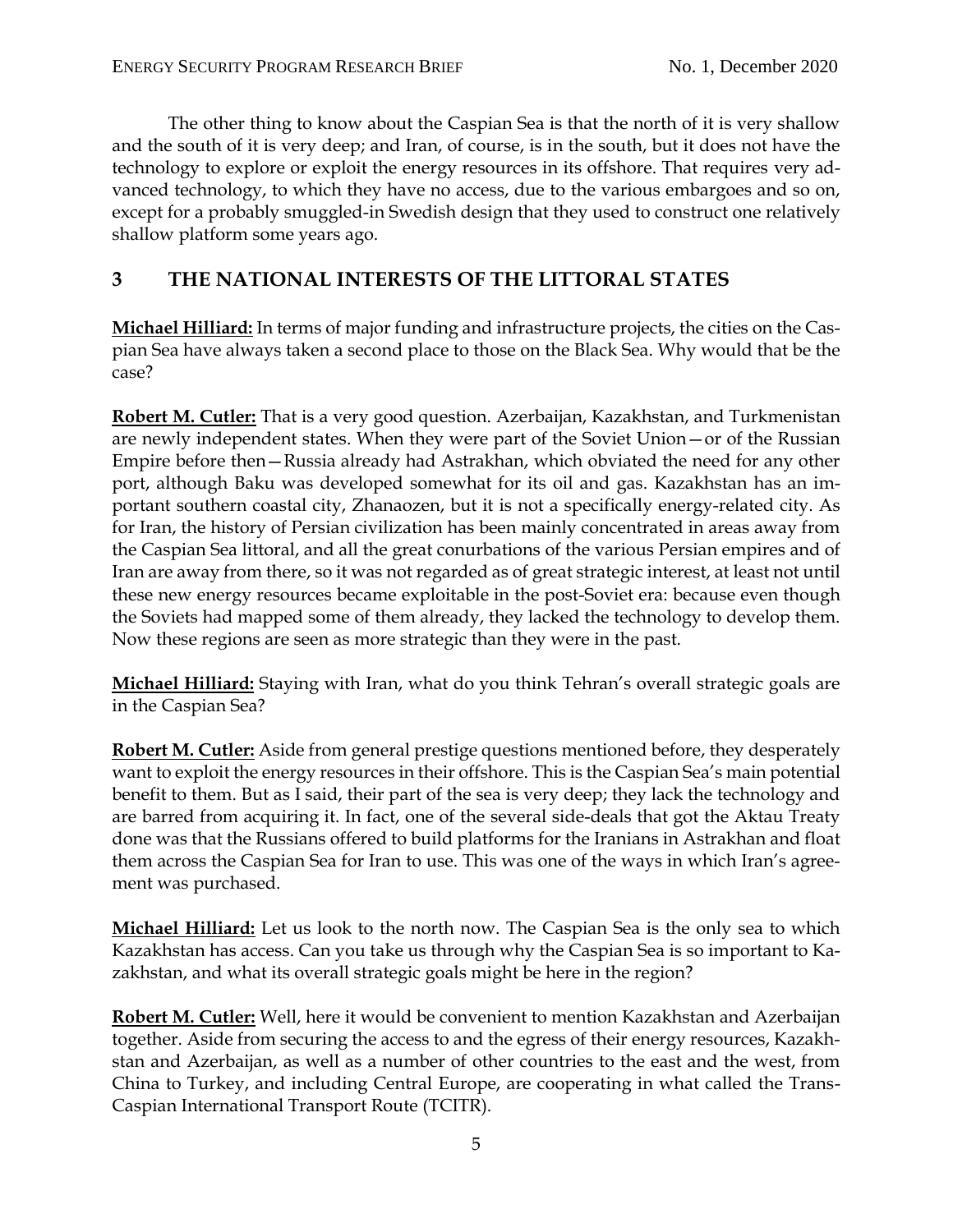The other thing to know about the Caspian Sea is that the north of it is very shallow and the south of it is very deep; and Iran, of course, is in the south, but it does not have the technology to explore or exploit the energy resources in its offshore. That requires very advanced technology, to which they have no access, due to the various embargoes and so on, except for a probably smuggled-in Swedish design that they used to construct one relatively shallow platform some years ago.

## 3 THE NATIONAL INTERESTS OF THE LITTORAL STATES

**Michael Hilliard:** In terms of major funding and infrastructure projects, the cities on the Caspian Sea have always taken a second place to those on the Black Sea. Why would that be the case?

**Robert M. Cutler:** That is a very good question. Azerbaijan, Kazakhstan, and Turkmenistan are newly independent states. When they were part of the Soviet Union—or of the Russian Empire before then—Russia already had Astrakhan, which obviated the need for any other port, although Baku was developed somewhat for its oil and gas. Kazakhstan has an important southern coastal city, Zhanaozen, but it is not a specifically energy-related city. As for Iran, the history of Persian civilization has been mainly concentrated in areas away from the Caspian Sea littoral, and all the great conurbations of the various Persian empires and of Iran are away from there, so it was not regarded as of great strategic interest, at least not until these new energy resources became exploitable in the post-Soviet era: because even though the Soviets had mapped some of them already, they lacked the technology to develop them. Now these regions are seen as more strategic than they were in the past.

**Michael Hilliard:** Staying with Iran, what do you think Tehran's overall strategic goals are in the Caspian Sea?

**Robert M. Cutler:** Aside from general prestige questions mentioned before, they desperately want to exploit the energy resources in their offshore. This is the Caspian Sea's main potential benefit to them. But as I said, their part of the sea is very deep; they lack the technology and are barred from acquiring it. In fact, one of the several side-deals that got the Aktau Treaty done was that the Russians offered to build platforms for the Iranians in Astrakhan and float them across the Caspian Sea for Iran to use. This was one of the ways in which Iran's agreement was purchased.

**Michael Hilliard:** Let us look to the north now. The Caspian Sea is the only sea to which Kazakhstan has access. Can you take us through why the Caspian Sea is so important to Kazakhstan, and what its overall strategic goals might be here in the region?

**Robert M. Cutler:** Well, here it would be convenient to mention Kazakhstan and Azerbaijan together. Aside from securing the access to and the egress of their energy resources, Kazakhstan and Azerbaijan, as well as a number of other countries to the east and the west, from China to Turkey, and including Central Europe, are cooperating in what called the Trans-Caspian International Transport Route (TCITR).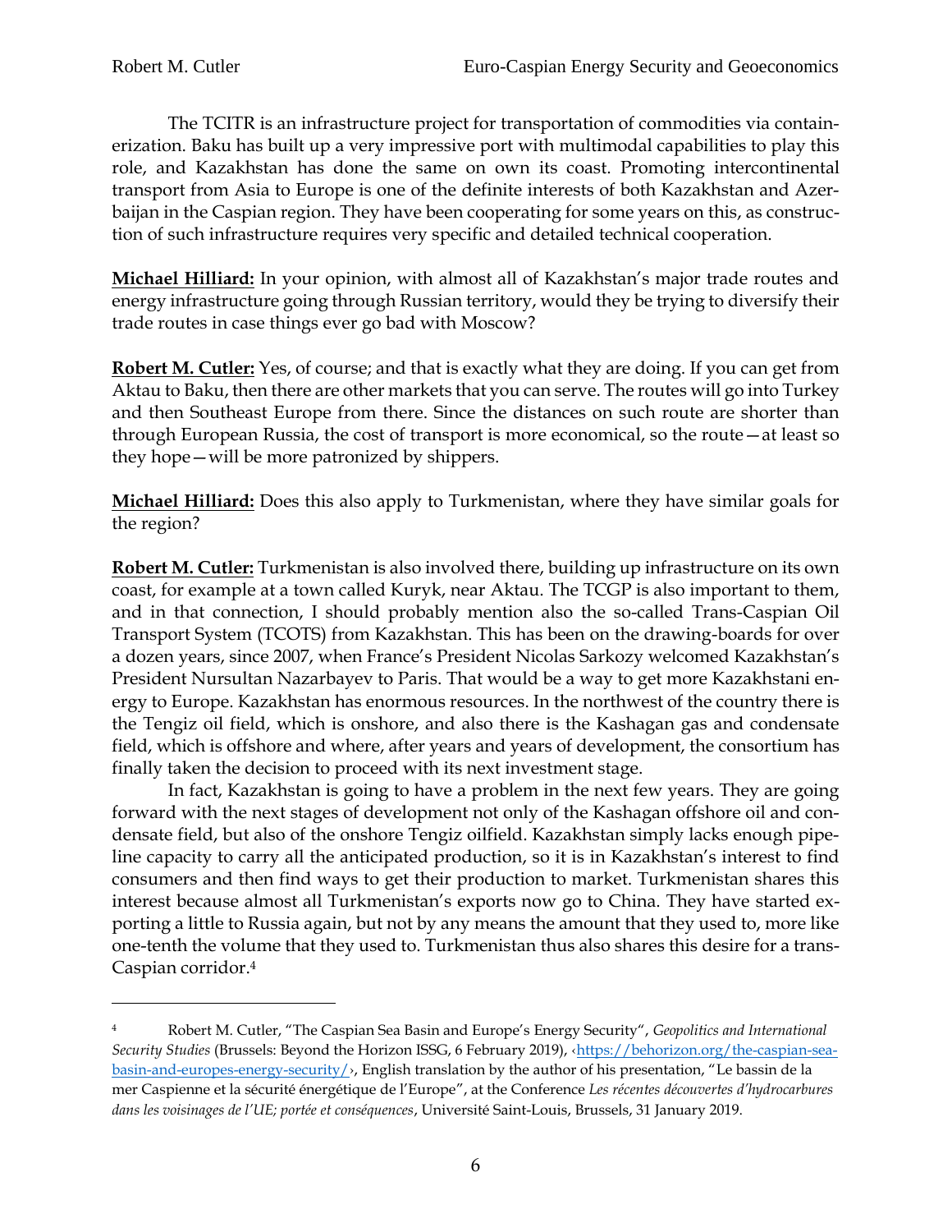The TCITR is an infrastructure project for transportation of commodities via containerization. Baku has built up a very impressive port with multimodal capabilities to play this role, and Kazakhstan has done the same on own its coast. Promoting intercontinental transport from Asia to Europe is one of the definite interests of both Kazakhstan and Azerbaijan in the Caspian region. They have been cooperating for some years on this, as construction of such infrastructure requires very specific and detailed technical cooperation.

**Michael Hilliard:** In your opinion, with almost all of Kazakhstan's major trade routes and energy infrastructure going through Russian territory, would they be trying to diversify their trade routes in case things ever go bad with Moscow?

**Robert M. Cutler:** Yes, of course; and that is exactly what they are doing. If you can get from Aktau to Baku, then there are other markets that you can serve. The routes will go into Turkey and then Southeast Europe from there. Since the distances on such route are shorter than through European Russia, the cost of transport is more economical, so the route—at least so they hope—will be more patronized by shippers.

**Michael Hilliard:** Does this also apply to Turkmenistan, where they have similar goals for the region?

**Robert M. Cutler:** Turkmenistan is also involved there, building up infrastructure on its own coast, for example at a town called Kuryk, near Aktau. The TCGP is also important to them, and in that connection, I should probably mention also the so-called Trans-Caspian Oil Transport System (TCOTS) from Kazakhstan. This has been on the drawing-boards for over a dozen years, since 2007, when France's President Nicolas Sarkozy welcomed Kazakhstan's President Nursultan Nazarbayev to Paris. That would be a way to get more Kazakhstani energy to Europe. Kazakhstan has enormous resources. In the northwest of the country there is the Tengiz oil field, which is onshore, and also there is the Kashagan gas and condensate field, which is offshore and where, after years and years of development, the consortium has finally taken the decision to proceed with its next investment stage.

In fact, Kazakhstan is going to have a problem in the next few years. They are going forward with the next stages of development not only of the Kashagan offshore oil and condensate field, but also of the onshore Tengiz oilfield. Kazakhstan simply lacks enough pipeline capacity to carry all the anticipated production, so it is in Kazakhstan's interest to find consumers and then find ways to get their production to market. Turkmenistan shares this interest because almost all Turkmenistan's exports now go to China. They have started exporting a little to Russia again, but not by any means the amount that they used to, more like one-tenth the volume that they used to. Turkmenistan thus also shares this desire for a trans-Caspian corridor.[4]

---

[4] Robert M. Cutler, "The Caspian Sea Basin and Europe's Energy Security", *Geopolitics and International Security Studies* (Brussels: Beyond the Horizon ISSG, 6 February 2019), ‹https://behorizon.org/the-caspian-sea-basin-and-europes-energy-security/›, English translation by the author of his presentation, "Le bassin de la mer Caspienne et la sécurité énergétique de l'Europe", at the Conference *Les récentes découvertes d'hydrocarbures dans les voisinages de l'UE; portée et conséquences*, Université Saint-Louis, Brussels, 31 January 2019.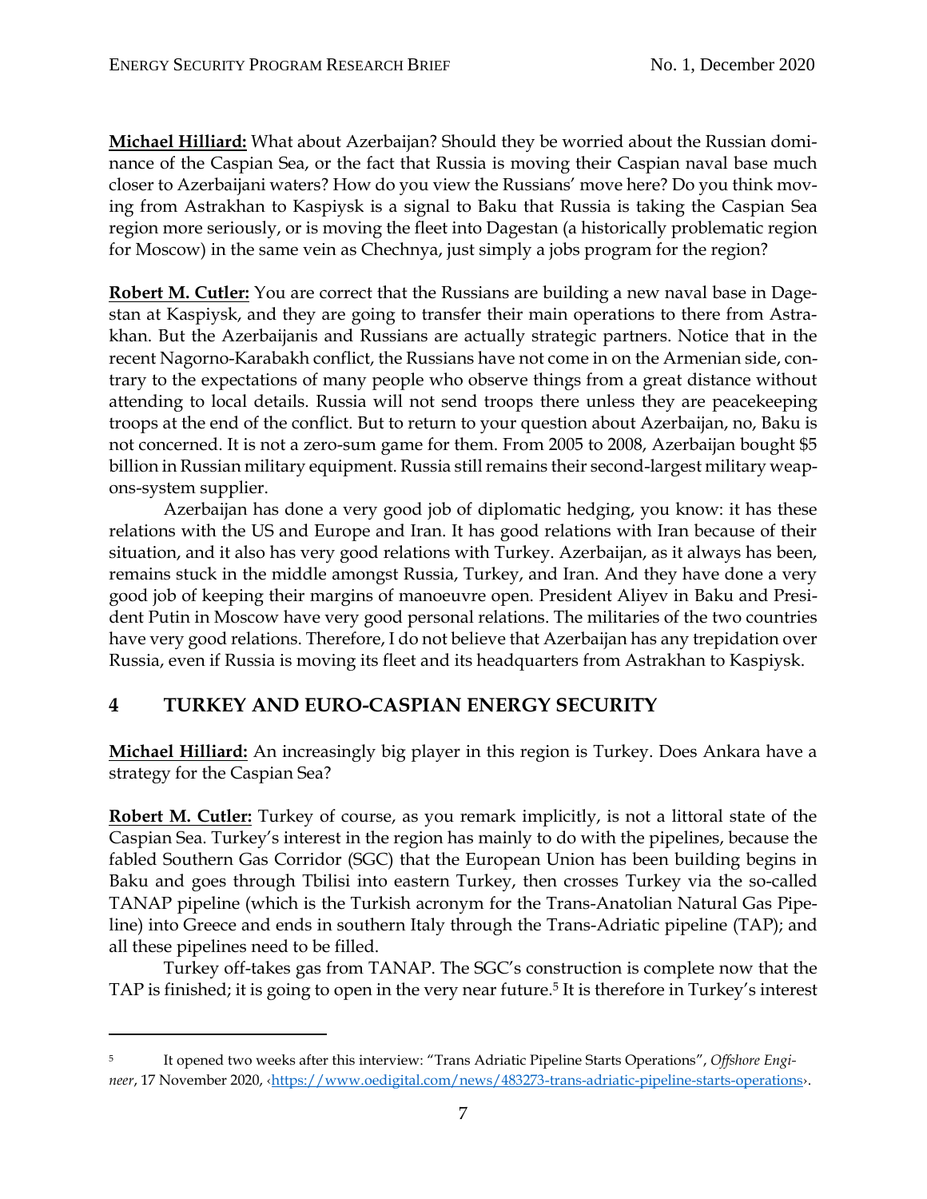**Michael Hilliard:** What about Azerbaijan? Should they be worried about the Russian dominance of the Caspian Sea, or the fact that Russia is moving their Caspian naval base much closer to Azerbaijani waters? How do you view the Russians' move here? Do you think moving from Astrakhan to Kaspiysk is a signal to Baku that Russia is taking the Caspian Sea region more seriously, or is moving the fleet into Dagestan (a historically problematic region for Moscow) in the same vein as Chechnya, just simply a jobs program for the region?

**Robert M. Cutler:** You are correct that the Russians are building a new naval base in Dagestan at Kaspiysk, and they are going to transfer their main operations to there from Astrakhan. But the Azerbaijanis and Russians are actually strategic partners. Notice that in the recent Nagorno-Karabakh conflict, the Russians have not come in on the Armenian side, contrary to the expectations of many people who observe things from a great distance without attending to local details. Russia will not send troops there unless they are peacekeeping troops at the end of the conflict. But to return to your question about Azerbaijan, no, Baku is not concerned. It is not a zero-sum game for them. From 2005 to 2008, Azerbaijan bought $5 billion in Russian military equipment. Russia still remains their second-largest military weapons-system supplier.

Azerbaijan has done a very good job of diplomatic hedging, you know: it has these relations with the US and Europe and Iran. It has good relations with Iran because of their situation, and it also has very good relations with Turkey. Azerbaijan, as it always has been, remains stuck in the middle amongst Russia, Turkey, and Iran. And they have done a very good job of keeping their margins of manoeuvre open. President Aliyev in Baku and President Putin in Moscow have very good personal relations. The militaries of the two countries have very good relations. Therefore, I do not believe that Azerbaijan has any trepidation over Russia, even if Russia is moving its fleet and its headquarters from Astrakhan to Kaspiysk.

## 4 TURKEY AND EURO-CASPIAN ENERGY SECURITY

**Michael Hilliard:** An increasingly big player in this region is Turkey. Does Ankara have a strategy for the Caspian Sea?

**Robert M. Cutler:** Turkey of course, as you remark implicitly, is not a littoral state of the Caspian Sea. Turkey's interest in the region has mainly to do with the pipelines, because the fabled Southern Gas Corridor (SGC) that the European Union has been building begins in Baku and goes through Tbilisi into eastern Turkey, then crosses Turkey via the so-called TANAP pipeline (which is the Turkish acronym for the Trans-Anatolian Natural Gas Pipeline) into Greece and ends in southern Italy through the Trans-Adriatic pipeline (TAP); and all these pipelines need to be filled.

Turkey off-takes gas from TANAP. The SGC's construction is complete now that the TAP is finished; it is going to open in the very near future.[5] It is therefore in Turkey's interest

---

[5] It opened two weeks after this interview: "Trans Adriatic Pipeline Starts Operations", *Offshore Engineer*, 17 November 2020, ‹https://www.oedigital.com/news/483273-trans-adriatic-pipeline-starts-operations›.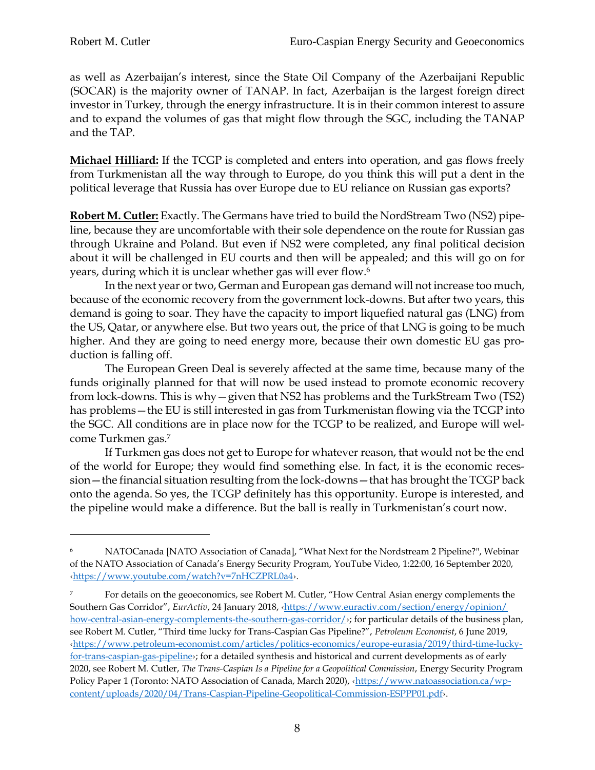as well as Azerbaijan's interest, since the State Oil Company of the Azerbaijani Republic (SOCAR) is the majority owner of TANAP. In fact, Azerbaijan is the largest foreign direct investor in Turkey, through the energy infrastructure. It is in their common interest to assure and to expand the volumes of gas that might flow through the SGC, including the TANAP and the TAP.

**Michael Hilliard:** If the TCGP is completed and enters into operation, and gas flows freely from Turkmenistan all the way through to Europe, do you think this will put a dent in the political leverage that Russia has over Europe due to EU reliance on Russian gas exports?

**Robert M. Cutler:** Exactly. The Germans have tried to build the NordStream Two (NS2) pipeline, because they are uncomfortable with their sole dependence on the route for Russian gas through Ukraine and Poland. But even if NS2 were completed, any final political decision about it will be challenged in EU courts and then will be appealed; and this will go on for years, during which it is unclear whether gas will ever flow.[6]

In the next year or two, German and European gas demand will not increase too much, because of the economic recovery from the government lock-downs. But after two years, this demand is going to soar. They have the capacity to import liquefied natural gas (LNG) from the US, Qatar, or anywhere else. But two years out, the price of that LNG is going to be much higher. And they are going to need energy more, because their own domestic EU gas production is falling off.

The European Green Deal is severely affected at the same time, because many of the funds originally planned for that will now be used instead to promote economic recovery from lock-downs. This is why—given that NS2 has problems and the TurkStream Two (TS2) has problems—the EU is still interested in gas from Turkmenistan flowing via the TCGP into the SGC. All conditions are in place now for the TCGP to be realized, and Europe will welcome Turkmen gas.[7]

If Turkmen gas does not get to Europe for whatever reason, that would not be the end of the world for Europe; they would find something else. In fact, it is the economic recession—the financial situation resulting from the lock-downs—that has brought the TCGP back onto the agenda. So yes, the TCGP definitely has this opportunity. Europe is interested, and the pipeline would make a difference. But the ball is really in Turkmenistan's court now.

---

[6] NATOCanada [NATO Association of Canada], "What Next for the Nordstream 2 Pipeline?", Webinar of the NATO Association of Canada's Energy Security Program, YouTube Video, 1:22:00, 16 September 2020, ‹https://www.youtube.com/watch?v=7nHCZPRL0a4›.

[7] For details on the geoeconomics, see Robert M. Cutler, "How Central Asian energy complements the Southern Gas Corridor", *EurActiv*, 24 January 2018, ‹https://www.euractiv.com/section/energy/opinion/how-central-asian-energy-complements-the-southern-gas-corridor/›; for particular details of the business plan, see Robert M. Cutler, "Third time lucky for Trans-Caspian Gas Pipeline?", *Petroleum Economist*, 6 June 2019, ‹https://www.petroleum-economist.com/articles/politics-economics/europe-eurasia/2019/third-time-lucky-for-trans-caspian-gas-pipeline›; for a detailed synthesis and historical and current developments as of early 2020, see Robert M. Cutler, *The Trans-Caspian Is a Pipeline for a Geopolitical Commission*, Energy Security Program Policy Paper 1 (Toronto: NATO Association of Canada, March 2020), ‹https://www.natoassociation.ca/wp-content/uploads/2020/04/Trans-Caspian-Pipeline-Geopolitical-Commission-ESPPP01.pdf›.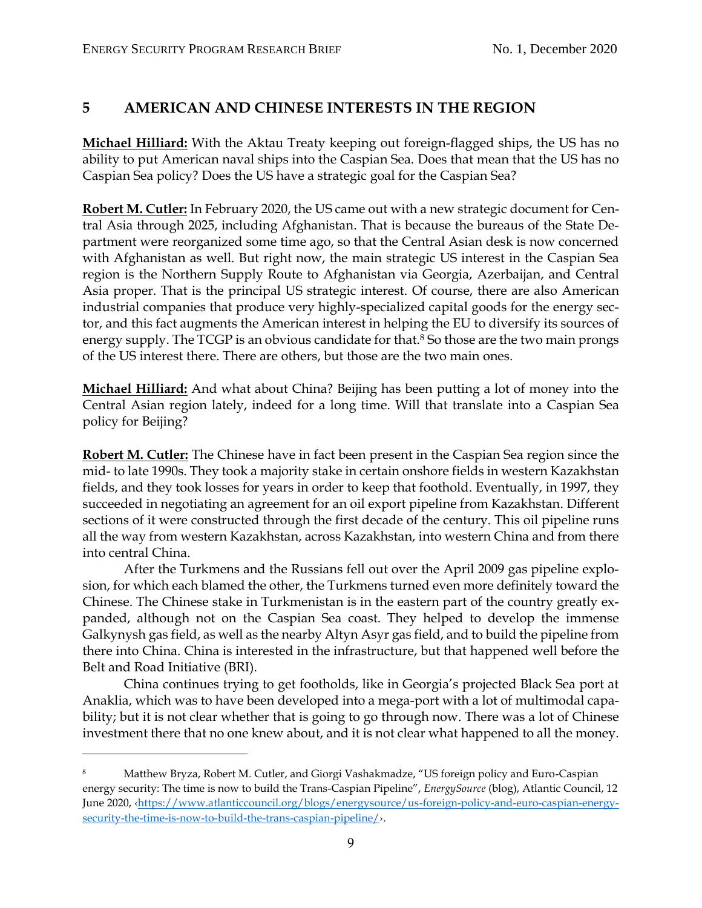## 5 AMERICAN AND CHINESE INTERESTS IN THE REGION

**Michael Hilliard:** With the Aktau Treaty keeping out foreign-flagged ships, the US has no ability to put American naval ships into the Caspian Sea. Does that mean that the US has no Caspian Sea policy? Does the US have a strategic goal for the Caspian Sea?

**Robert M. Cutler:** In February 2020, the US came out with a new strategic document for Central Asia through 2025, including Afghanistan. That is because the bureaus of the State Department were reorganized some time ago, so that the Central Asian desk is now concerned with Afghanistan as well. But right now, the main strategic US interest in the Caspian Sea region is the Northern Supply Route to Afghanistan via Georgia, Azerbaijan, and Central Asia proper. That is the principal US strategic interest. Of course, there are also American industrial companies that produce very highly-specialized capital goods for the energy sector, and this fact augments the American interest in helping the EU to diversify its sources of energy supply. The TCGP is an obvious candidate for that.[8] So those are the two main prongs of the US interest there. There are others, but those are the two main ones.

**Michael Hilliard:** And what about China? Beijing has been putting a lot of money into the Central Asian region lately, indeed for a long time. Will that translate into a Caspian Sea policy for Beijing?

**Robert M. Cutler:** The Chinese have in fact been present in the Caspian Sea region since the mid- to late 1990s. They took a majority stake in certain onshore fields in western Kazakhstan fields, and they took losses for years in order to keep that foothold. Eventually, in 1997, they succeeded in negotiating an agreement for an oil export pipeline from Kazakhstan. Different sections of it were constructed through the first decade of the century. This oil pipeline runs all the way from western Kazakhstan, across Kazakhstan, into western China and from there into central China.

After the Turkmens and the Russians fell out over the April 2009 gas pipeline explosion, for which each blamed the other, the Turkmens turned even more definitely toward the Chinese. The Chinese stake in Turkmenistan is in the eastern part of the country greatly expanded, although not on the Caspian Sea coast. They helped to develop the immense Galkynysh gas field, as well as the nearby Altyn Asyr gas field, and to build the pipeline from there into China. China is interested in the infrastructure, but that happened well before the Belt and Road Initiative (BRI).

China continues trying to get footholds, like in Georgia's projected Black Sea port at Anaklia, which was to have been developed into a mega-port with a lot of multimodal capability; but it is not clear whether that is going to go through now. There was a lot of Chinese investment there that no one knew about, and it is not clear what happened to all the money.

---

[8] Matthew Bryza, Robert M. Cutler, and Giorgi Vashakmadze, "US foreign policy and Euro-Caspian energy security: The time is now to build the Trans-Caspian Pipeline", *EnergySource* (blog), Atlantic Council, 12 June 2020, ‹https://www.atlanticcouncil.org/blogs/energysource/us-foreign-policy-and-euro-caspian-energy-security-the-time-is-now-to-build-the-trans-caspian-pipeline/›.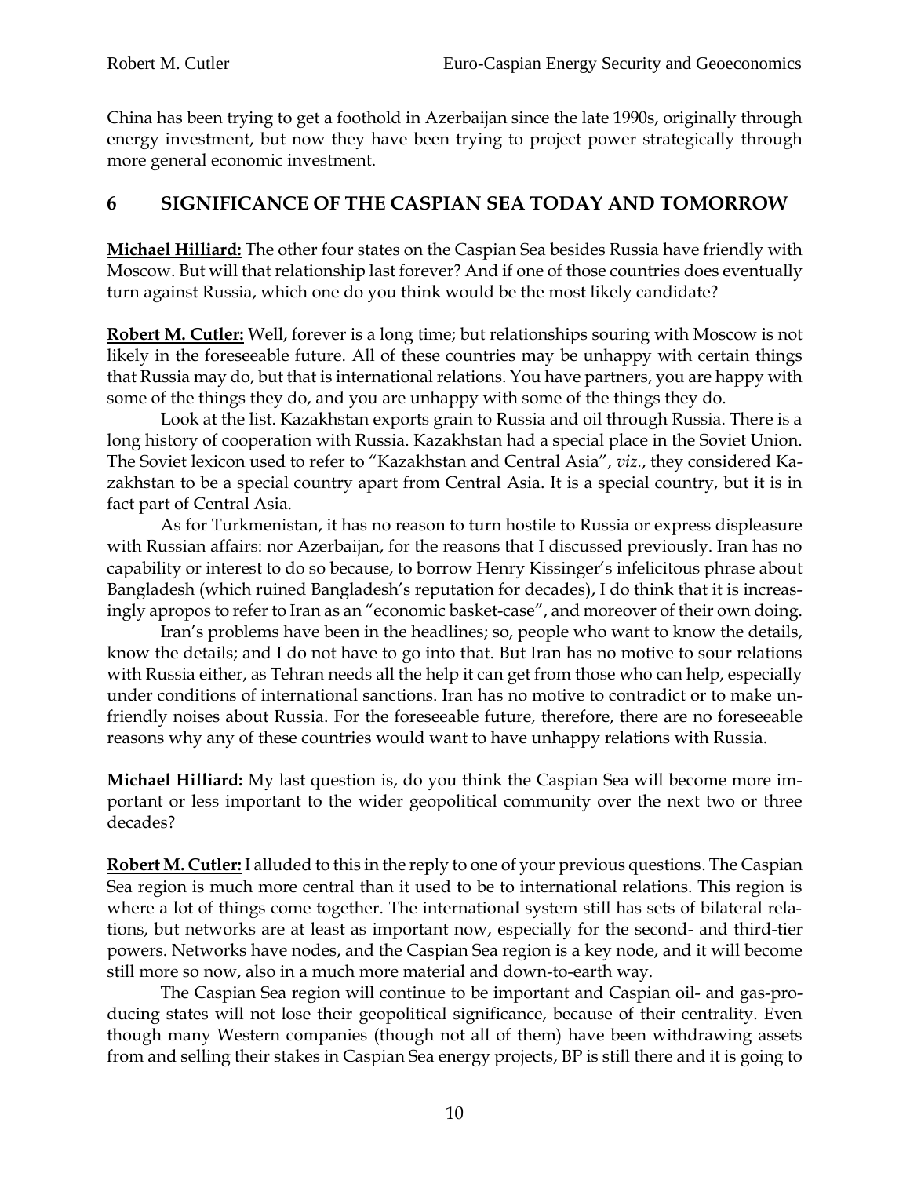China has been trying to get a foothold in Azerbaijan since the late 1990s, originally through energy investment, but now they have been trying to project power strategically through more general economic investment.

## 6 SIGNIFICANCE OF THE CASPIAN SEA TODAY AND TOMORROW

**Michael Hilliard:** The other four states on the Caspian Sea besides Russia have friendly with Moscow. But will that relationship last forever? And if one of those countries does eventually turn against Russia, which one do you think would be the most likely candidate?

**Robert M. Cutler:** Well, forever is a long time; but relationships souring with Moscow is not likely in the foreseeable future. All of these countries may be unhappy with certain things that Russia may do, but that is international relations. You have partners, you are happy with some of the things they do, and you are unhappy with some of the things they do.

Look at the list. Kazakhstan exports grain to Russia and oil through Russia. There is a long history of cooperation with Russia. Kazakhstan had a special place in the Soviet Union. The Soviet lexicon used to refer to "Kazakhstan and Central Asia", *viz.*, they considered Kazakhstan to be a special country apart from Central Asia. It is a special country, but it is in fact part of Central Asia.

As for Turkmenistan, it has no reason to turn hostile to Russia or express displeasure with Russian affairs: nor Azerbaijan, for the reasons that I discussed previously. Iran has no capability or interest to do so because, to borrow Henry Kissinger's infelicitous phrase about Bangladesh (which ruined Bangladesh's reputation for decades), I do think that it is increasingly apropos to refer to Iran as an "economic basket-case", and moreover of their own doing.

Iran's problems have been in the headlines; so, people who want to know the details, know the details; and I do not have to go into that. But Iran has no motive to sour relations with Russia either, as Tehran needs all the help it can get from those who can help, especially under conditions of international sanctions. Iran has no motive to contradict or to make unfriendly noises about Russia. For the foreseeable future, therefore, there are no foreseeable reasons why any of these countries would want to have unhappy relations with Russia.

**Michael Hilliard:** My last question is, do you think the Caspian Sea will become more important or less important to the wider geopolitical community over the next two or three decades?

**Robert M. Cutler:** I alluded to this in the reply to one of your previous questions. The Caspian Sea region is much more central than it used to be to international relations. This region is where a lot of things come together. The international system still has sets of bilateral relations, but networks are at least as important now, especially for the second- and third-tier powers. Networks have nodes, and the Caspian Sea region is a key node, and it will become still more so now, also in a much more material and down-to-earth way.

The Caspian Sea region will continue to be important and Caspian oil- and gas-producing states will not lose their geopolitical significance, because of their centrality. Even though many Western companies (though not all of them) have been withdrawing assets from and selling their stakes in Caspian Sea energy projects, BP is still there and it is going to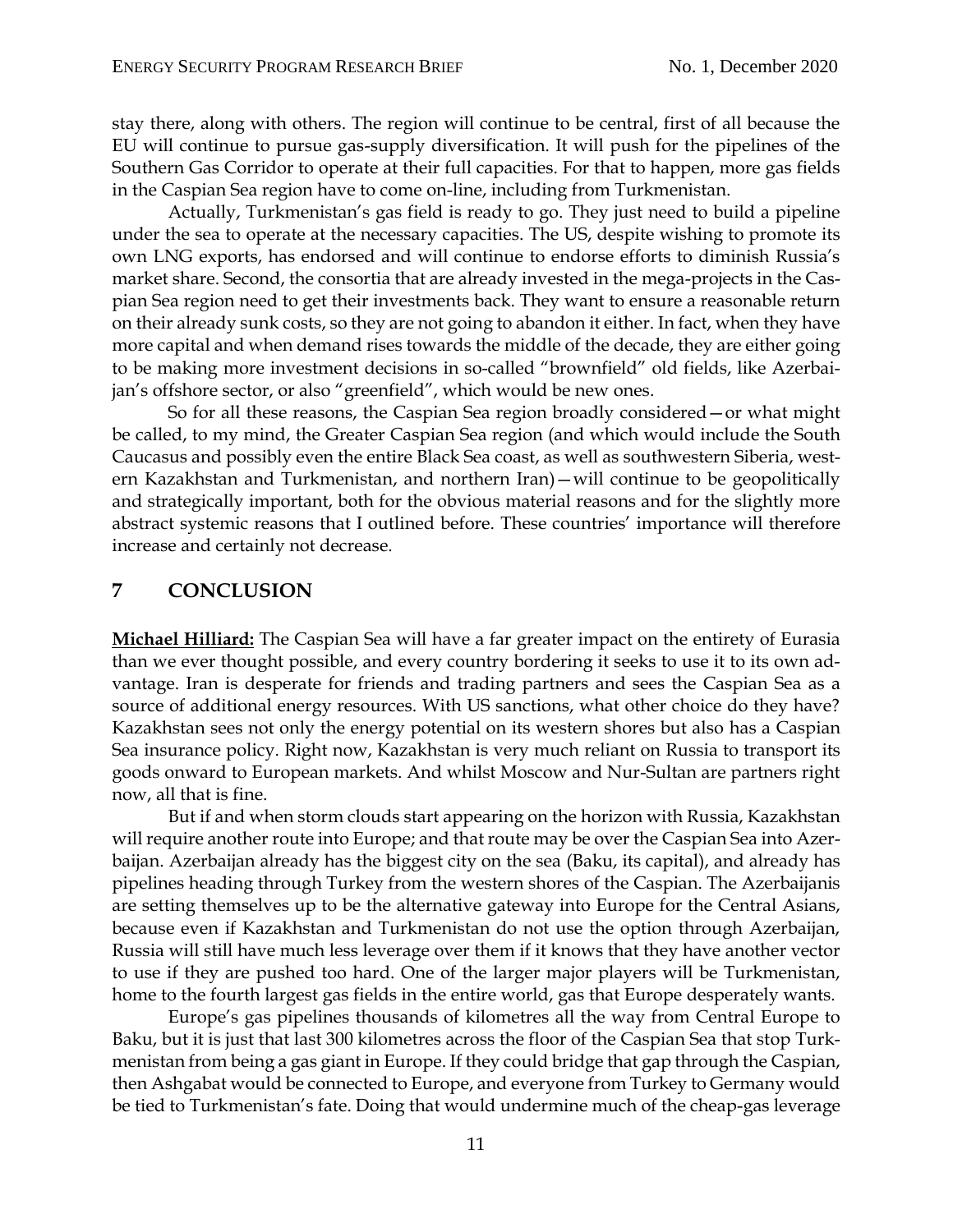stay there, along with others. The region will continue to be central, first of all because the EU will continue to pursue gas-supply diversification. It will push for the pipelines of the Southern Gas Corridor to operate at their full capacities. For that to happen, more gas fields in the Caspian Sea region have to come on-line, including from Turkmenistan.

Actually, Turkmenistan's gas field is ready to go. They just need to build a pipeline under the sea to operate at the necessary capacities. The US, despite wishing to promote its own LNG exports, has endorsed and will continue to endorse efforts to diminish Russia's market share. Second, the consortia that are already invested in the mega-projects in the Caspian Sea region need to get their investments back. They want to ensure a reasonable return on their already sunk costs, so they are not going to abandon it either. In fact, when they have more capital and when demand rises towards the middle of the decade, they are either going to be making more investment decisions in so-called "brownfield" old fields, like Azerbaijan's offshore sector, or also "greenfield", which would be new ones.

So for all these reasons, the Caspian Sea region broadly considered—or what might be called, to my mind, the Greater Caspian Sea region (and which would include the South Caucasus and possibly even the entire Black Sea coast, as well as southwestern Siberia, western Kazakhstan and Turkmenistan, and northern Iran)—will continue to be geopolitically and strategically important, both for the obvious material reasons and for the slightly more abstract systemic reasons that I outlined before. These countries' importance will therefore increase and certainly not decrease.

## 7 CONCLUSION

**Michael Hilliard:** The Caspian Sea will have a far greater impact on the entirety of Eurasia than we ever thought possible, and every country bordering it seeks to use it to its own advantage. Iran is desperate for friends and trading partners and sees the Caspian Sea as a source of additional energy resources. With US sanctions, what other choice do they have? Kazakhstan sees not only the energy potential on its western shores but also has a Caspian Sea insurance policy. Right now, Kazakhstan is very much reliant on Russia to transport its goods onward to European markets. And whilst Moscow and Nur-Sultan are partners right now, all that is fine.

But if and when storm clouds start appearing on the horizon with Russia, Kazakhstan will require another route into Europe; and that route may be over the Caspian Sea into Azerbaijan. Azerbaijan already has the biggest city on the sea (Baku, its capital), and already has pipelines heading through Turkey from the western shores of the Caspian. The Azerbaijanis are setting themselves up to be the alternative gateway into Europe for the Central Asians, because even if Kazakhstan and Turkmenistan do not use the option through Azerbaijan, Russia will still have much less leverage over them if it knows that they have another vector to use if they are pushed too hard. One of the larger major players will be Turkmenistan, home to the fourth largest gas fields in the entire world, gas that Europe desperately wants.

Europe's gas pipelines thousands of kilometres all the way from Central Europe to Baku, but it is just that last 300 kilometres across the floor of the Caspian Sea that stop Turkmenistan from being a gas giant in Europe. If they could bridge that gap through the Caspian, then Ashgabat would be connected to Europe, and everyone from Turkey to Germany would be tied to Turkmenistan's fate. Doing that would undermine much of the cheap-gas leverage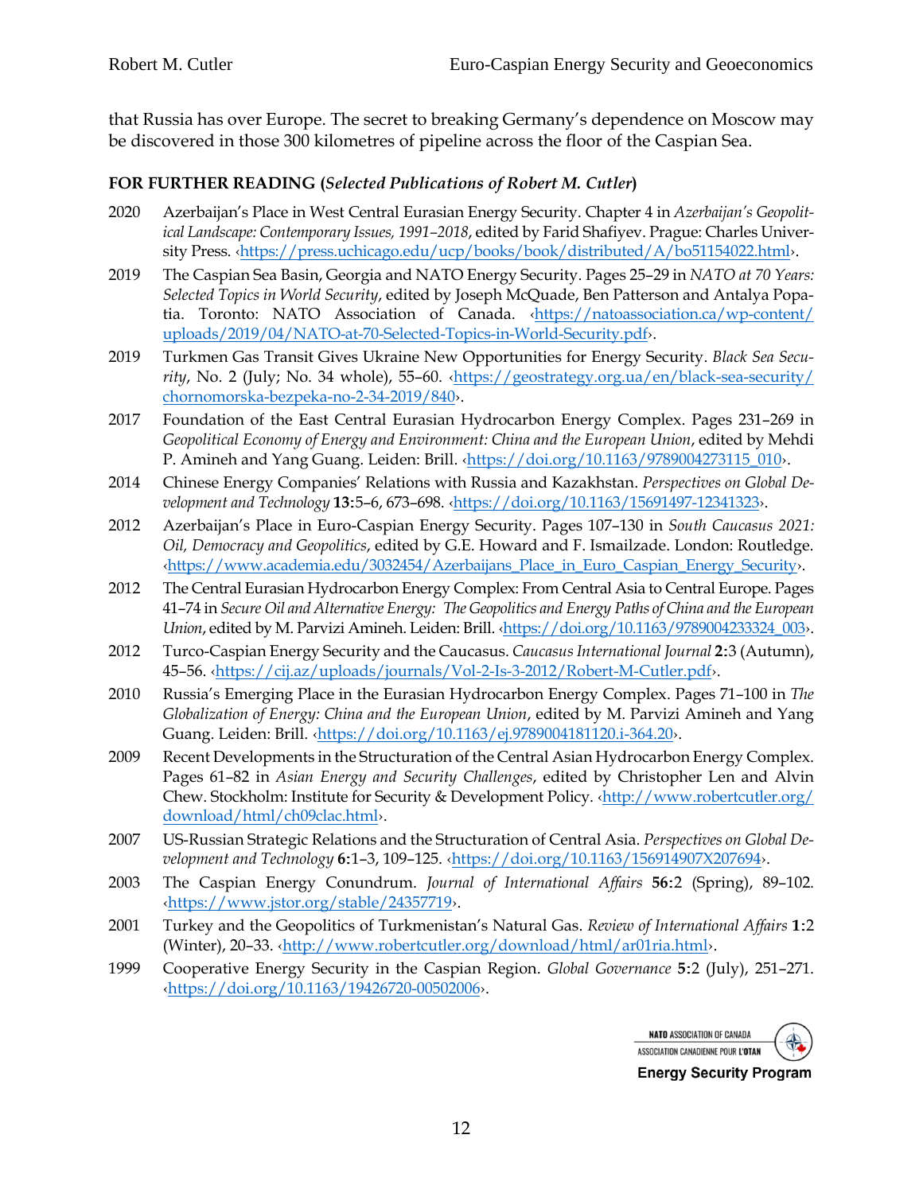that Russia has over Europe. The secret to breaking Germany's dependence on Moscow may be discovered in those 300 kilometres of pipeline across the floor of the Caspian Sea.

**FOR FURTHER READING (*Selected Publications of Robert M. Cutler*)**

2020 Azerbaijan's Place in West Central Eurasian Energy Security. Chapter 4 in *Azerbaijan's Geopolitical Landscape: Contemporary Issues, 1991–2018*, edited by Farid Shafiyev. Prague: Charles University Press. ‹https://press.uchicago.edu/ucp/books/book/distributed/A/bo51154022.html›.

2019 The Caspian Sea Basin, Georgia and NATO Energy Security. Pages 25–29 in *NATO at 70 Years: Selected Topics in World Security*, edited by Joseph McQuade, Ben Patterson and Antalya Popatia. Toronto: NATO Association of Canada. ‹https://natoassociation.ca/wp-content/uploads/2019/04/NATO-at-70-Selected-Topics-in-World-Security.pdf›.

2019 Turkmen Gas Transit Gives Ukraine New Opportunities for Energy Security. *Black Sea Security*, No. 2 (July; No. 34 whole), 55–60. ‹https://geostrategy.org.ua/en/black-sea-security/chornomorska-bezpeka-no-2-34-2019/840›.

2017 Foundation of the East Central Eurasian Hydrocarbon Energy Complex. Pages 231–269 in *Geopolitical Economy of Energy and Environment: China and the European Union*, edited by Mehdi P. Amineh and Yang Guang. Leiden: Brill. ‹https://doi.org/10.1163/9789004273115_010›.

2014 Chinese Energy Companies' Relations with Russia and Kazakhstan. *Perspectives on Global Development and Technology* **13**:5–6, 673–698. ‹https://doi.org/10.1163/15691497-12341323›.

2012 Azerbaijan's Place in Euro-Caspian Energy Security. Pages 107–130 in *South Caucasus 2021: Oil, Democracy and Geopolitics*, edited by G.E. Howard and F. Ismailzade. London: Routledge. ‹https://www.academia.edu/3032454/Azerbaijans_Place_in_Euro_Caspian_Energy_Security›.

2012 The Central Eurasian Hydrocarbon Energy Complex: From Central Asia to Central Europe. Pages 41–74 in *Secure Oil and Alternative Energy: The Geopolitics and Energy Paths of China and the European Union*, edited by M. Parvizi Amineh. Leiden: Brill. ‹https://doi.org/10.1163/9789004233324_003›.

2012 Turco-Caspian Energy Security and the Caucasus. *Caucasus International Journal* **2**:3 (Autumn), 45–56. ‹https://cij.az/uploads/journals/Vol-2-Is-3-2012/Robert-M-Cutler.pdf›.

2010 Russia's Emerging Place in the Eurasian Hydrocarbon Energy Complex. Pages 71–100 in *The Globalization of Energy: China and the European Union*, edited by M. Parvizi Amineh and Yang Guang. Leiden: Brill. ‹https://doi.org/10.1163/ej.9789004181120.i-364.20›.

2009 Recent Developments in the Structuration of the Central Asian Hydrocarbon Energy Complex. Pages 61–82 in *Asian Energy and Security Challenges*, edited by Christopher Len and Alvin Chew. Stockholm: Institute for Security & Development Policy. ‹http://www.robertcutler.org/download/html/ch09clac.html›.

2007 US-Russian Strategic Relations and the Structuration of Central Asia. *Perspectives on Global Development and Technology* **6**:1–3, 109–125. ‹https://doi.org/10.1163/156914907X207694›.

2003 The Caspian Energy Conundrum. *Journal of International Affairs* **56**:2 (Spring), 89–102. ‹https://www.jstor.org/stable/24357719›.

2001 Turkey and the Geopolitics of Turkmenistan's Natural Gas. *Review of International Affairs* **1**:2 (Winter), 20–33. ‹http://www.robertcutler.org/download/html/ar01ria.html›.

1999 Cooperative Energy Security in the Caspian Region. *Global Governance* **5**:2 (July), 251–271. ‹https://doi.org/10.1163/19426720-00502006›.